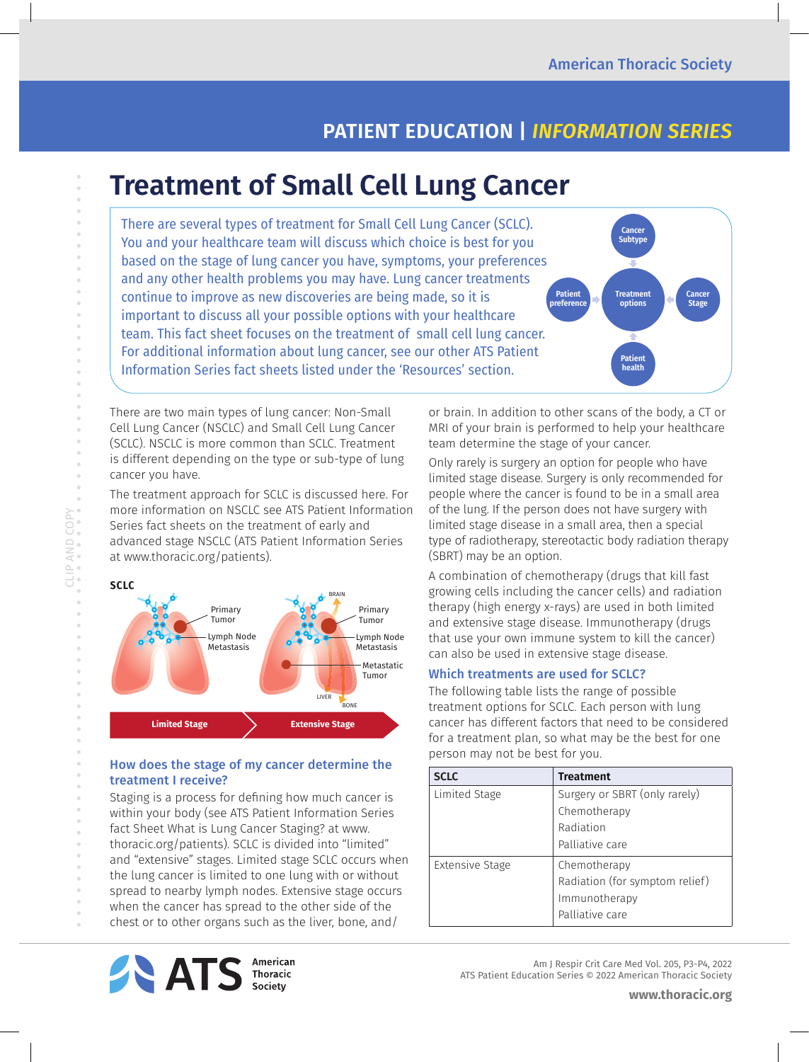# Treatment of Small Cell Lung Cancer

There are several types of treatment for Small Cell Lung Cancer (SCLC). You and your healthcare team will discuss which choice is best for you based on the stage of lung cancer you have, symptoms, your preferences and any other health problems you may have. Lung cancer treatments continue to improve as new discoveries are being made, so it is important to discuss all your possible options with your healthcare team. This fact sheet focuses on the treatment of small cell lung cancer. For additional information about lung cancer, see our other ATS Patient Information Series fact sheets listed under the 'Resources' section.

There are two main types of lung cancer: Non-Small Cell Lung Cancer (NSCLC) and Small Cell Lung Cancer (SCLC). NSCLC is more common than SCLC. Treatment is different depending on the type or sub-type of lung cancer you have.

The treatment approach for SCLC is discussed here. For more information on NSCLC see ATS Patient Information Series fact sheets on the treatment of early and advanced stage NSCLC (ATS Patient Information Series at www.thoracic.org/patients).

## How does the stage of my cancer determine the treatment I receive?

Staging is a process for defining how much cancer is within your body (see ATS Patient Information Series fact Sheet What is Lung Cancer Staging? at www.thoracic.org/patients). SCLC is divided into "limited" and "extensive" stages. Limited stage SCLC occurs when the lung cancer is limited to one lung with or without spread to nearby lymph nodes. Extensive stage occurs when the cancer has spread to the other side of the chest or to other organs such as the liver, bone, and/or brain. In addition to other scans of the body, a CT or MRI of your brain is performed to help your healthcare team determine the stage of your cancer.

Only rarely is surgery an option for people who have limited stage disease. Surgery is only recommended for people where the cancer is found to be in a small area of the lung. If the person does not have surgery with limited stage disease in a small area, then a special type of radiotherapy, stereotactic body radiation therapy (SBRT) may be an option.

A combination of chemotherapy (drugs that kill fast growing cells including the cancer cells) and radiation therapy (high energy x-rays) are used in both limited and extensive stage disease. Immunotherapy (drugs that use your own immune system to kill the cancer) can also be used in extensive stage disease.

## Which treatments are used for SCLC?

The following table lists the range of possible treatment options for SCLC. Each person with lung cancer has different factors that need to be considered for a treatment plan, so what may be the best for one person may not be best for you.

| SCLC | Treatment |
|---|---|
| Limited Stage | Surgery or SBRT (only rarely)<br>Chemotherapy<br>Radiation<br>Palliative care |
| Extensive Stage | Chemotherapy<br>Radiation (for symptom relief)<br>Immunotherapy<br>Palliative care |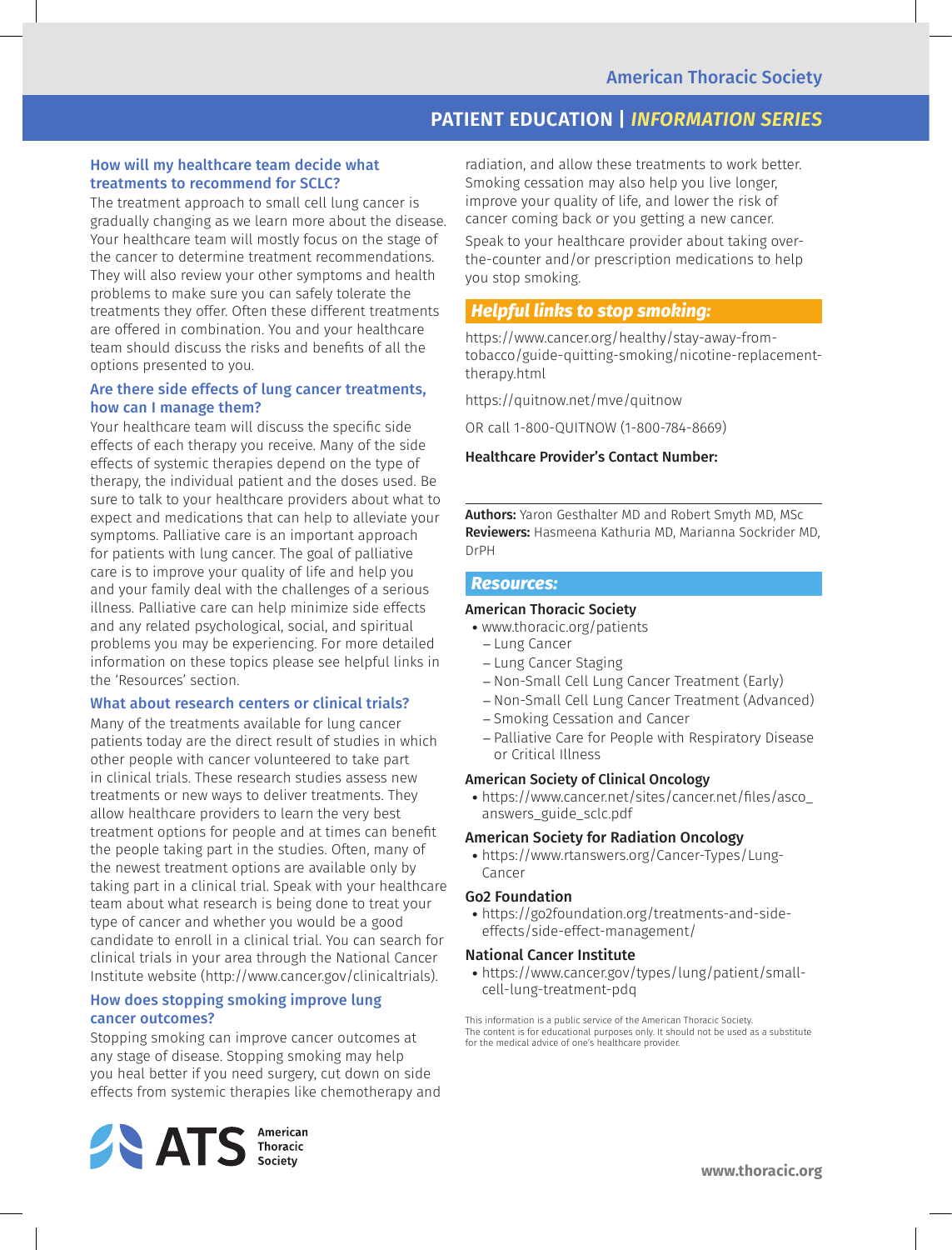### How will my healthcare team decide what treatments to recommend for SCLC?

The treatment approach to small cell lung cancer is gradually changing as we learn more about the disease. Your healthcare team will mostly focus on the stage of the cancer to determine treatment recommendations. They will also review your other symptoms and health problems to make sure you can safely tolerate the treatments they offer. Often these different treatments are offered in combination. You and your healthcare team should discuss the risks and benefits of all the options presented to you.

### Are there side effects of lung cancer treatments, how can I manage them?

Your healthcare team will discuss the specific side effects of each therapy you receive. Many of the side effects of systemic therapies depend on the type of therapy, the individual patient and the doses used. Be sure to talk to your healthcare providers about what to expect and medications that can help to alleviate your symptoms. Palliative care is an important approach for patients with lung cancer. The goal of palliative care is to improve your quality of life and help you and your family deal with the challenges of a serious illness. Palliative care can help minimize side effects and any related psychological, social, and spiritual problems you may be experiencing. For more detailed information on these topics please see helpful links in the 'Resources' section.

### What about research centers or clinical trials?

Many of the treatments available for lung cancer patients today are the direct result of studies in which other people with cancer volunteered to take part in clinical trials. These research studies assess new treatments or new ways to deliver treatments. They allow healthcare providers to learn the very best treatment options for people and at times can benefit the people taking part in the studies. Often, many of the newest treatment options are available only by taking part in a clinical trial. Speak with your healthcare team about what research is being done to treat your type of cancer and whether you would be a good candidate to enroll in a clinical trial. You can search for clinical trials in your area through the National Cancer Institute website (http://www.cancer.gov/clinicaltrials).

### How does stopping smoking improve lung cancer outcomes?

Stopping smoking can improve cancer outcomes at any stage of disease. Stopping smoking may help you heal better if you need surgery, cut down on side effects from systemic therapies like chemotherapy and radiation, and allow these treatments to work better. Smoking cessation may also help you live longer, improve your quality of life, and lower the risk of cancer coming back or you getting a new cancer.

Speak to your healthcare provider about taking over-the-counter and/or prescription medications to help you stop smoking.

### *Helpful links to stop smoking:*

https://www.cancer.org/healthy/stay-away-from-tobacco/guide-quitting-smoking/nicotine-replacement-therapy.html

https://quitnow.net/mve/quitnow

OR call 1-800-QUITNOW (1-800-784-8669)

**Healthcare Provider's Contact Number:**

**Authors:** Yaron Gesthalter MD and Robert Smyth MD, MSc
**Reviewers:** Hasmeena Kathuria MD, Marianna Sockrider MD, DrPH

### *Resources:*

**American Thoracic Society**

- www.thoracic.org/patients
  - Lung Cancer
  - Lung Cancer Staging
  - Non-Small Cell Lung Cancer Treatment (Early)
  - Non-Small Cell Lung Cancer Treatment (Advanced)
  - Smoking Cessation and Cancer
  - Palliative Care for People with Respiratory Disease or Critical Illness

**American Society of Clinical Oncology**

- https://www.cancer.net/sites/cancer.net/files/asco_answers_guide_sclc.pdf

**American Society for Radiation Oncology**

- https://www.rtanswers.org/Cancer-Types/Lung-Cancer

**Go2 Foundation**

- https://go2foundation.org/treatments-and-side-effects/side-effect-management/

**National Cancer Institute**

- https://www.cancer.gov/types/lung/patient/small-cell-lung-treatment-pdq

This information is a public service of the American Thoracic Society. The content is for educational purposes only. It should not be used as a substitute for the medical advice of one's healthcare provider.